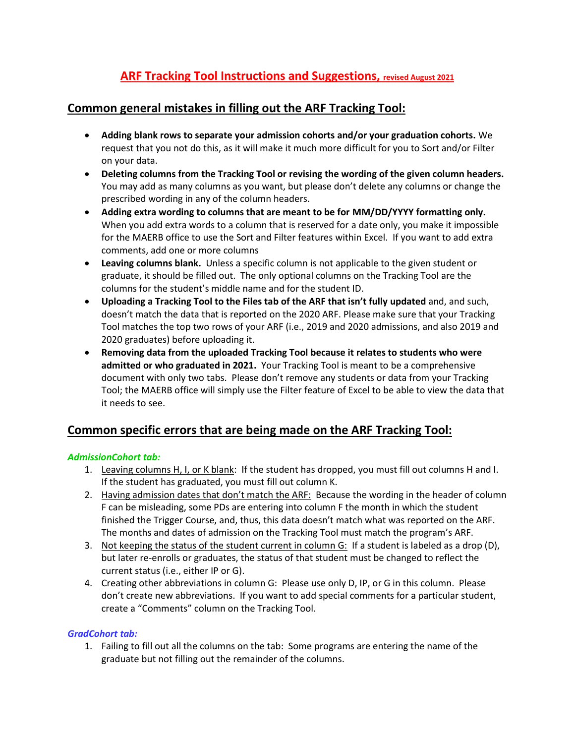# ARF Tracking Tool Instructions and Suggestions, revised August 2021

## Common general mistakes in filling out the ARF Tracking Tool:

- **Adding blank rows to separate your admission cohorts and/or your graduation cohorts.** We request that you not do this, as it will make it much more difficult for you to Sort and/or Filter on your data.
- **Deleting columns from the Tracking Tool or revising the wording of the given column headers.** You may add as many columns as you want, but please don't delete any columns or change the prescribed wording in any of the column headers.
- **Adding extra wording to columns that are meant to be for MM/DD/YYYY formatting only.** When you add extra words to a column that is reserved for a date only, you make it impossible for the MAERB office to use the Sort and Filter features within Excel. If you want to add extra comments, add one or more columns
- **Leaving columns blank.** Unless a specific column is not applicable to the given student or graduate, it should be filled out. The only optional columns on the Tracking Tool are the columns for the student's middle name and for the student ID.
- **Uploading a Tracking Tool to the Files tab of the ARF that isn't fully updated** and, and such, doesn't match the data that is reported on the 2020 ARF. Please make sure that your Tracking Tool matches the top two rows of your ARF (i.e., 2019 and 2020 admissions, and also 2019 and 2020 graduates) before uploading it.
- **Removing data from the uploaded Tracking Tool because it relates to students who were admitted or who graduated in 2021.** Your Tracking Tool is meant to be a comprehensive document with only two tabs. Please don't remove any students or data from your Tracking Tool; the MAERB office will simply use the Filter feature of Excel to be able to view the data that it needs to see.

## Common specific errors that are being made on the ARF Tracking Tool:

### *AdmissionCohort tab:*

1. Leaving columns H, I, or K blank: If the student has dropped, you must fill out columns H and I. If the student has graduated, you must fill out column K.
2. Having admission dates that don't match the ARF: Because the wording in the header of column F can be misleading, some PDs are entering into column F the month in which the student finished the Trigger Course, and, thus, this data doesn't match what was reported on the ARF. The months and dates of admission on the Tracking Tool must match the program's ARF.
3. Not keeping the status of the student current in column G: If a student is labeled as a drop (D), but later re-enrolls or graduates, the status of that student must be changed to reflect the current status (i.e., either IP or G).
4. Creating other abbreviations in column G: Please use only D, IP, or G in this column. Please don't create new abbreviations. If you want to add special comments for a particular student, create a "Comments" column on the Tracking Tool.

### *GradCohort tab:*

1. Failing to fill out all the columns on the tab: Some programs are entering the name of the graduate but not filling out the remainder of the columns.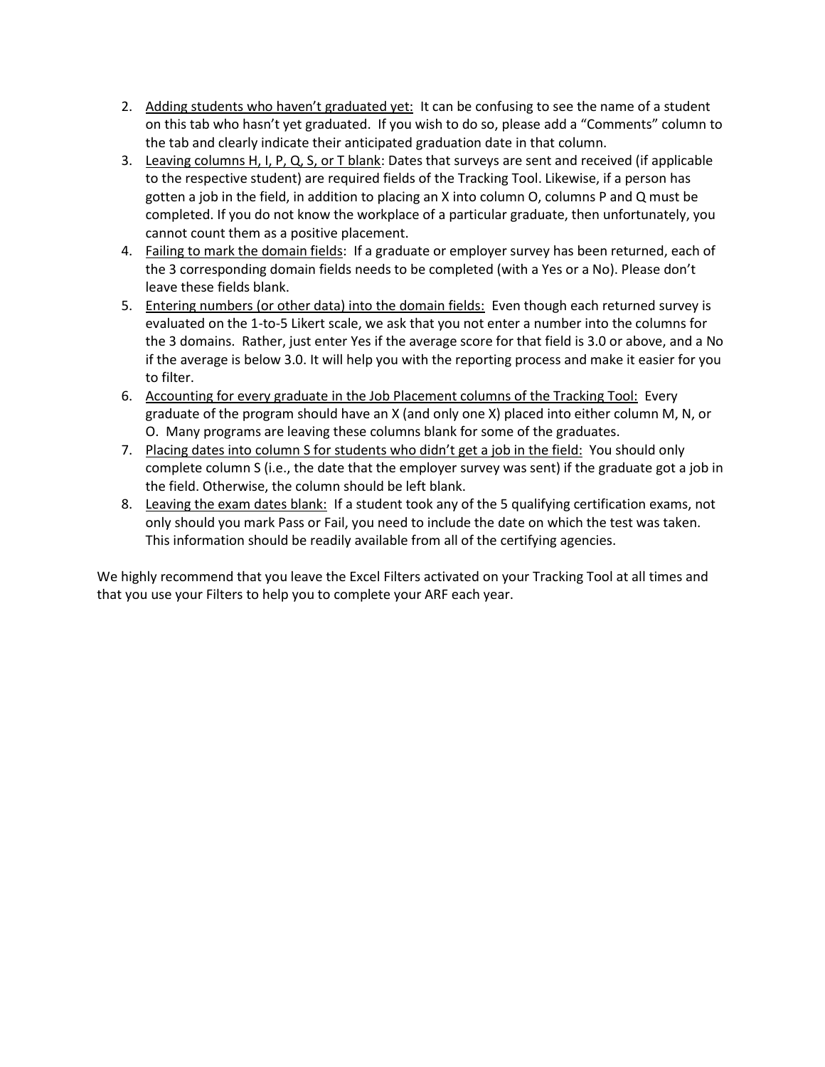2. Adding students who haven't graduated yet: It can be confusing to see the name of a student on this tab who hasn't yet graduated. If you wish to do so, please add a "Comments" column to the tab and clearly indicate their anticipated graduation date in that column.
3. Leaving columns H, I, P, Q, S, or T blank: Dates that surveys are sent and received (if applicable to the respective student) are required fields of the Tracking Tool. Likewise, if a person has gotten a job in the field, in addition to placing an X into column O, columns P and Q must be completed. If you do not know the workplace of a particular graduate, then unfortunately, you cannot count them as a positive placement.
4. Failing to mark the domain fields: If a graduate or employer survey has been returned, each of the 3 corresponding domain fields needs to be completed (with a Yes or a No). Please don't leave these fields blank.
5. Entering numbers (or other data) into the domain fields: Even though each returned survey is evaluated on the 1-to-5 Likert scale, we ask that you not enter a number into the columns for the 3 domains. Rather, just enter Yes if the average score for that field is 3.0 or above, and a No if the average is below 3.0. It will help you with the reporting process and make it easier for you to filter.
6. Accounting for every graduate in the Job Placement columns of the Tracking Tool: Every graduate of the program should have an X (and only one X) placed into either column M, N, or O. Many programs are leaving these columns blank for some of the graduates.
7. Placing dates into column S for students who didn't get a job in the field: You should only complete column S (i.e., the date that the employer survey was sent) if the graduate got a job in the field. Otherwise, the column should be left blank.
8. Leaving the exam dates blank: If a student took any of the 5 qualifying certification exams, not only should you mark Pass or Fail, you need to include the date on which the test was taken. This information should be readily available from all of the certifying agencies.

We highly recommend that you leave the Excel Filters activated on your Tracking Tool at all times and that you use your Filters to help you to complete your ARF each year.